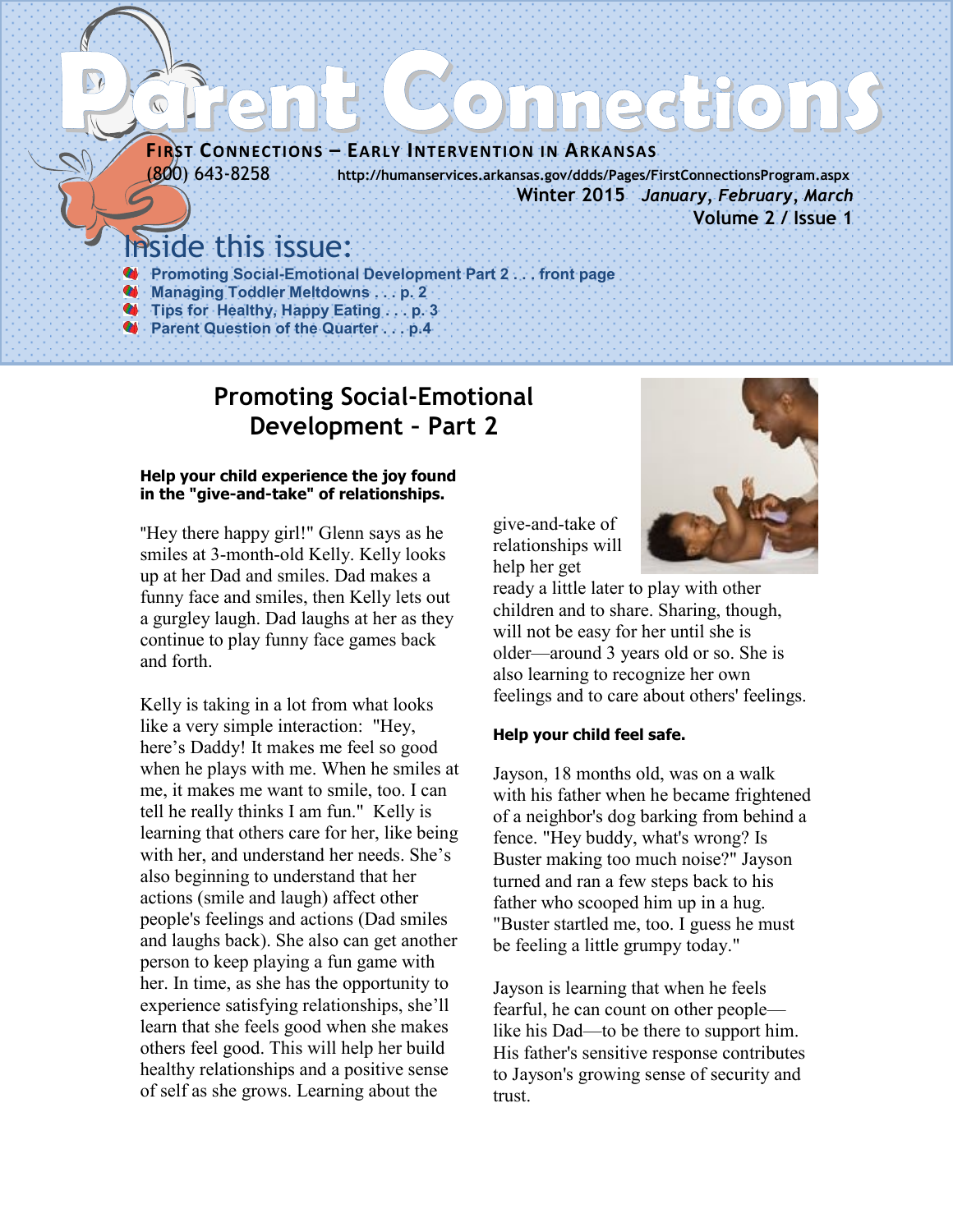# Parent Connections

**First Connections – Early Intervention in Arkansas**

(800) 643-8258 http://humanservices.arkansas.gov/ddds/Pages/FirstConnectionsProgram.aspx

**Winter 2015** ***January, February, March***

**Volume 2 / Issue 1**

## Inside this issue:

- **Promoting Social-Emotional Development Part 2 . . . front page**
- **Managing Toddler Meltdowns . . . p. 2**
- **Tips for Healthy, Happy Eating . . . p. 3**
- **Parent Question of the Quarter . . . p.4**

## Promoting Social-Emotional Development – Part 2

**Help your child experience the joy found in the "give-and-take" of relationships.**

"Hey there happy girl!" Glenn says as he smiles at 3-month-old Kelly. Kelly looks up at her Dad and smiles. Dad makes a funny face and smiles, then Kelly lets out a gurgley laugh. Dad laughs at her as they continue to play funny face games back and forth.

Kelly is taking in a lot from what looks like a very simple interaction: "Hey, here's Daddy! It makes me feel so good when he plays with me. When he smiles at me, it makes me want to smile, too. I can tell he really thinks I am fun." Kelly is learning that others care for her, like being with her, and understand her needs. She's also beginning to understand that her actions (smile and laugh) affect other people's feelings and actions (Dad smiles and laughs back). She also can get another person to keep playing a fun game with her. In time, as she has the opportunity to experience satisfying relationships, she'll learn that she feels good when she makes others feel good. This will help her build healthy relationships and a positive sense of self as she grows. Learning about the give-and-take of relationships will help her get ready a little later to play with other children and to share. Sharing, though, will not be easy for her until she is older—around 3 years old or so. She is also learning to recognize her own feelings and to care about others' feelings.

**Help your child feel safe.**

Jayson, 18 months old, was on a walk with his father when he became frightened of a neighbor's dog barking from behind a fence. "Hey buddy, what's wrong? Is Buster making too much noise?" Jayson turned and ran a few steps back to his father who scooped him up in a hug. "Buster startled me, too. I guess he must be feeling a little grumpy today."

Jayson is learning that when he feels fearful, he can count on other people—like his Dad—to be there to support him. His father's sensitive response contributes to Jayson's growing sense of security and trust.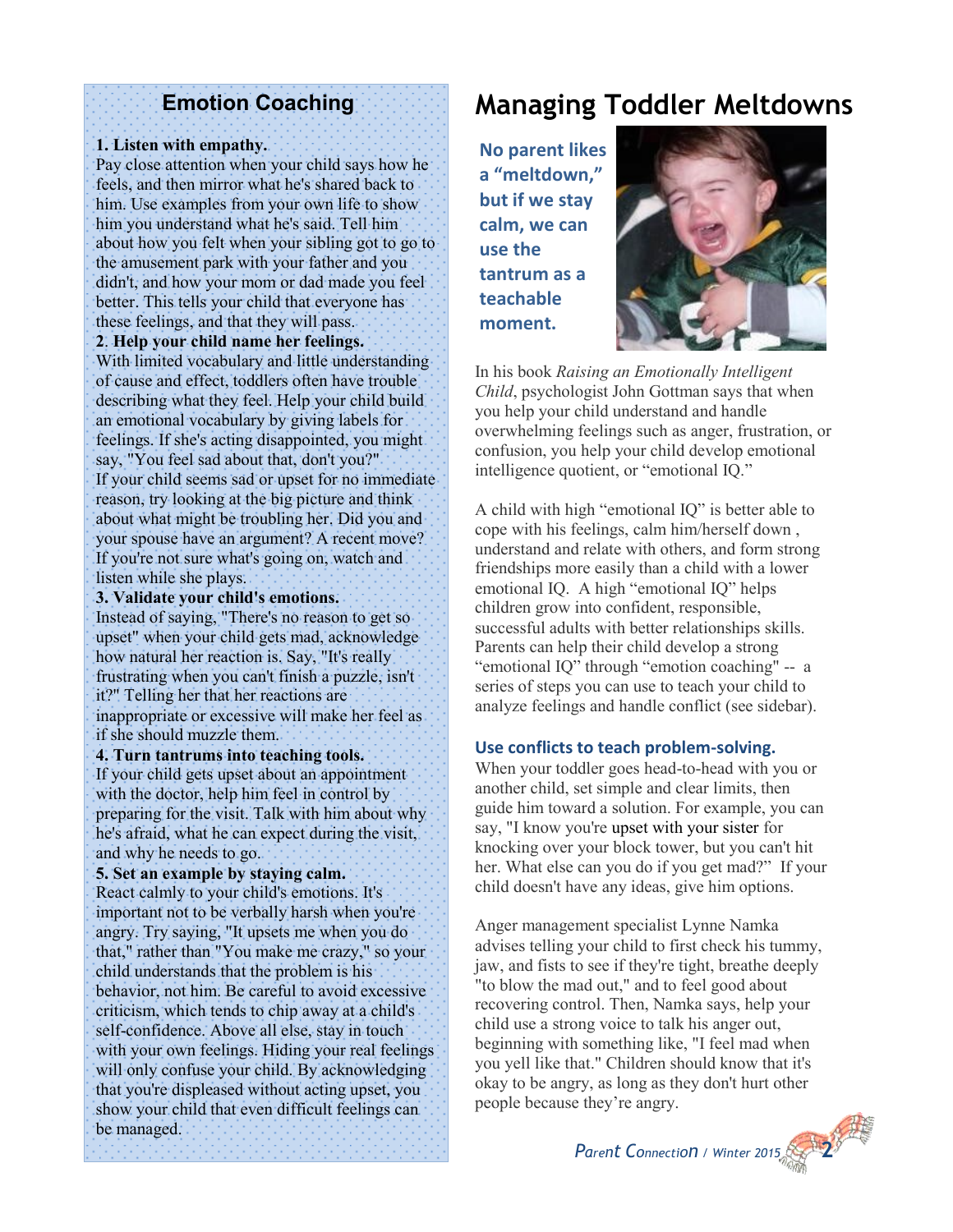# Managing Toddler Meltdowns

**No parent likes a "meltdown," but if we stay calm, we can use the tantrum as a teachable moment.**

In his book *Raising an Emotionally Intelligent Child*, psychologist John Gottman says that when you help your child understand and handle overwhelming feelings such as anger, frustration, or confusion, you help your child develop emotional intelligence quotient, or "emotional IQ."

A child with high "emotional IQ" is better able to cope with his feelings, calm him/herself down , understand and relate with others, and form strong friendships more easily than a child with a lower emotional IQ. A high "emotional IQ" helps children grow into confident, responsible, successful adults with better relationships skills. Parents can help their child develop a strong "emotional IQ" through "emotion coaching" -- a series of steps you can use to teach your child to analyze feelings and handle conflict (see sidebar).

### Use conflicts to teach problem-solving.

When your toddler goes head-to-head with you or another child, set simple and clear limits, then guide him toward a solution. For example, you can say, "I know you're upset with your sister for knocking over your block tower, but you can't hit her. What else can you do if you get mad?" If your child doesn't have any ideas, give him options.

Anger management specialist Lynne Namka advises telling your child to first check his tummy, jaw, and fists to see if they're tight, breathe deeply "to blow the mad out," and to feel good about recovering control. Then, Namka says, help your child use a strong voice to talk his anger out, beginning with something like, "I feel mad when you yell like that." Children should know that it's okay to be angry, as long as they don't hurt other people because they're angry.

## Emotion Coaching

**1. Listen with empathy.**
Pay close attention when your child says how he feels, and then mirror what he's shared back to him. Use examples from your own life to show him you understand what he's said. Tell him about how you felt when your sibling got to go to the amusement park with your father and you didn't, and how your mom or dad made you feel better. This tells your child that everyone has these feelings, and that they will pass.

**2. Help your child name her feelings.**
With limited vocabulary and little understanding of cause and effect, toddlers often have trouble describing what they feel. Help your child build an emotional vocabulary by giving labels for feelings. If she's acting disappointed, you might say, "You feel sad about that, don't you?"
If your child seems sad or upset for no immediate reason, try looking at the big picture and think about what might be troubling her. Did you and your spouse have an argument? A recent move? If you're not sure what's going on, watch and listen while she plays.

**3. Validate your child's emotions.**
Instead of saying, "There's no reason to get so upset" when your child gets mad, acknowledge how natural her reaction is. Say, "It's really frustrating when you can't finish a puzzle, isn't it?" Telling her that her reactions are inappropriate or excessive will make her feel as if she should muzzle them.

**4. Turn tantrums into teaching tools.**
If your child gets upset about an appointment with the doctor, help him feel in control by preparing for the visit. Talk with him about why he's afraid, what he can expect during the visit, and why he needs to go.

**5. Set an example by staying calm.**
React calmly to your child's emotions. It's important not to be verbally harsh when you're angry. Try saying, "It upsets me when you do that," rather than "You make me crazy," so your child understands that the problem is his behavior, not him. Be careful to avoid excessive criticism, which tends to chip away at a child's self-confidence. Above all else, stay in touch with your own feelings. Hiding your real feelings will only confuse your child. By acknowledging that you're displeased without acting upset, you show your child that even difficult feelings can be managed.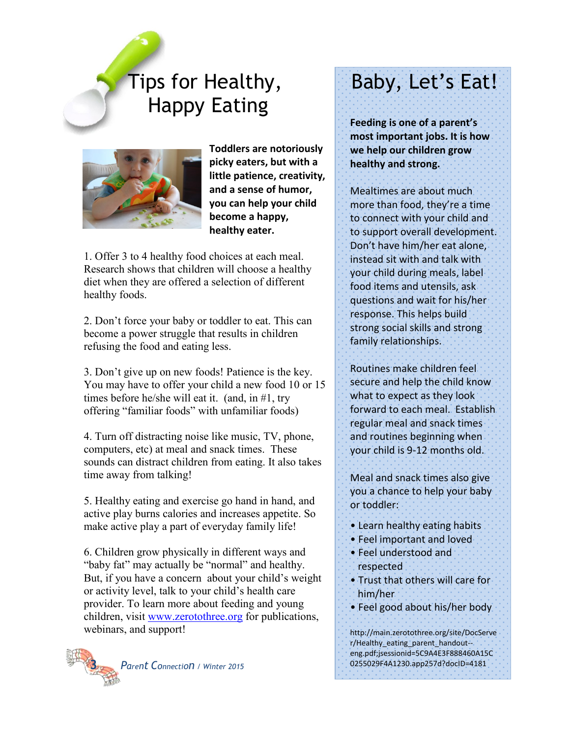# Tips for Healthy, Happy Eating

**Toddlers are notoriously picky eaters, but with a little patience, creativity, and a sense of humor, you can help your child become a happy, healthy eater.**

1. Offer 3 to 4 healthy food choices at each meal. Research shows that children will choose a healthy diet when they are offered a selection of different healthy foods.

2. Don't force your baby or toddler to eat. This can become a power struggle that results in children refusing the food and eating less.

3. Don't give up on new foods! Patience is the key. You may have to offer your child a new food 10 or 15 times before he/she will eat it. (and, in #1, try offering "familiar foods" with unfamiliar foods)

4. Turn off distracting noise like music, TV, phone, computers, etc) at meal and snack times. These sounds can distract children from eating. It also takes time away from talking!

5. Healthy eating and exercise go hand in hand, and active play burns calories and increases appetite. So make active play a part of everyday family life!

6. Children grow physically in different ways and "baby fat" may actually be "normal" and healthy. But, if you have a concern about your child's weight or activity level, talk to your child's health care provider. To learn more about feeding and young children, visit [www.zerotothree.org](http://www.zerotothree.org) for publications, webinars, and support!

# Baby, Let's Eat!

**Feeding is one of a parent's most important jobs. It is how we help our children grow healthy and strong.**

Mealtimes are about much more than food, they're a time to connect with your child and to support overall development. Don't have him/her eat alone, instead sit with and talk with your child during meals, label food items and utensils, ask questions and wait for his/her response. This helps build strong social skills and strong family relationships.

Routines make children feel secure and help the child know what to expect as they look forward to each meal. Establish regular meal and snack times and routines beginning when your child is 9-12 months old.

Meal and snack times also give you a chance to help your baby or toddler:

- Learn healthy eating habits
- Feel important and loved
- Feel understood and respected
- Trust that others will care for him/her
- Feel good about his/her body

http://main.zerotothree.org/site/DocServer/Healthy_eating_parent_handout--eng.pdf;jsessionid=5C9A4E3F888460A15C0255029F4A1230.app257d?docID=4181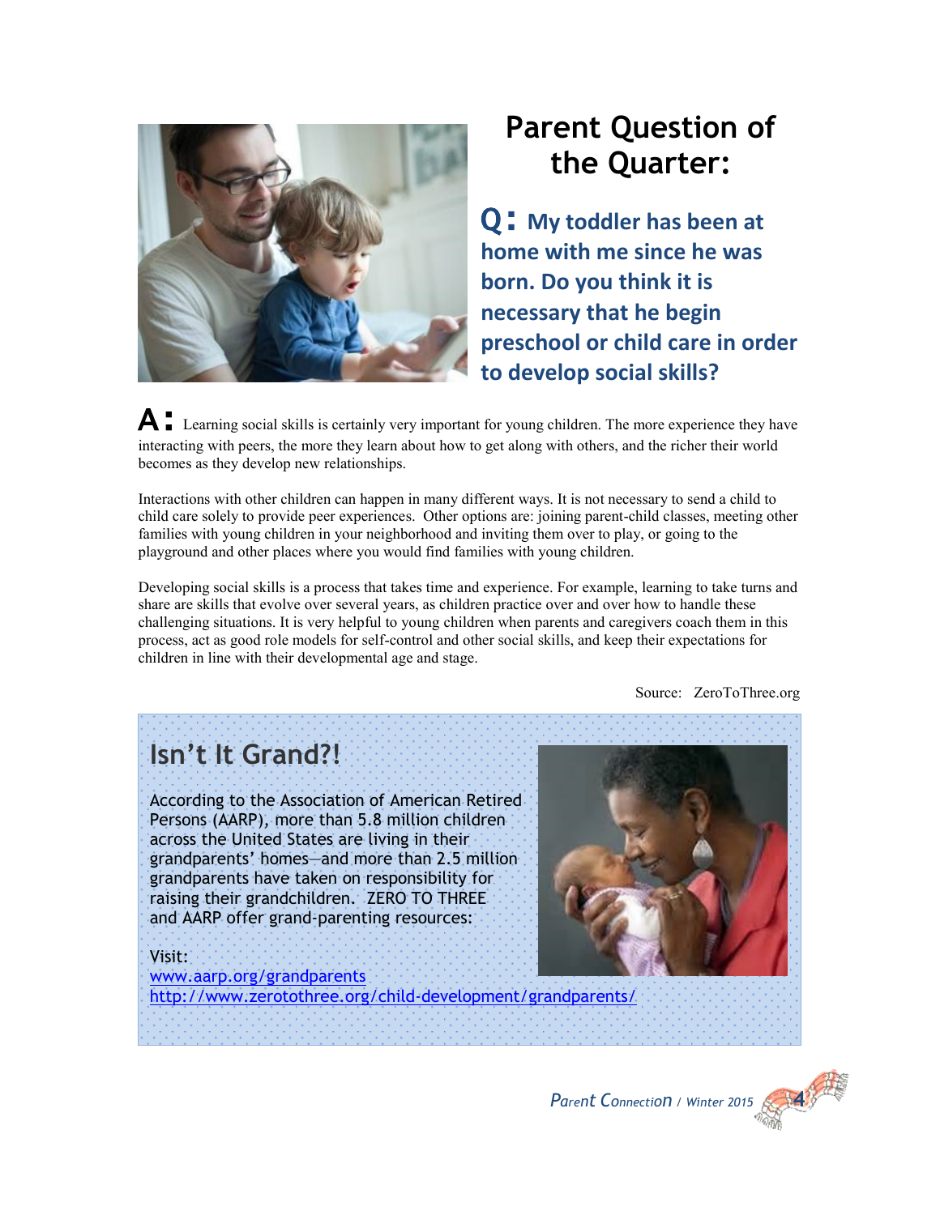# Parent Question of the Quarter:

**Q: My toddler has been at home with me since he was born. Do you think it is necessary that he begin preschool or child care in order to develop social skills?**

**A:** Learning social skills is certainly very important for young children. The more experience they have interacting with peers, the more they learn about how to get along with others, and the richer their world becomes as they develop new relationships.

Interactions with other children can happen in many different ways. It is not necessary to send a child to child care solely to provide peer experiences. Other options are: joining parent-child classes, meeting other families with young children in your neighborhood and inviting them over to play, or going to the playground and other places where you would find families with young children.

Developing social skills is a process that takes time and experience. For example, learning to take turns and share are skills that evolve over several years, as children practice over and over how to handle these challenging situations. It is very helpful to young children when parents and caregivers coach them in this process, act as good role models for self-control and other social skills, and keep their expectations for children in line with their developmental age and stage.

Source: ZeroToThree.org

## Isn't It Grand?!

According to the Association of American Retired Persons (AARP), more than 5.8 million children across the United States are living in their grandparents' homes—and more than 2.5 million grandparents have taken on responsibility for raising their grandchildren. ZERO TO THREE and AARP offer grand-parenting resources:

Visit:
www.aarp.org/grandparents
http://www.zerotothree.org/child-development/grandparents/